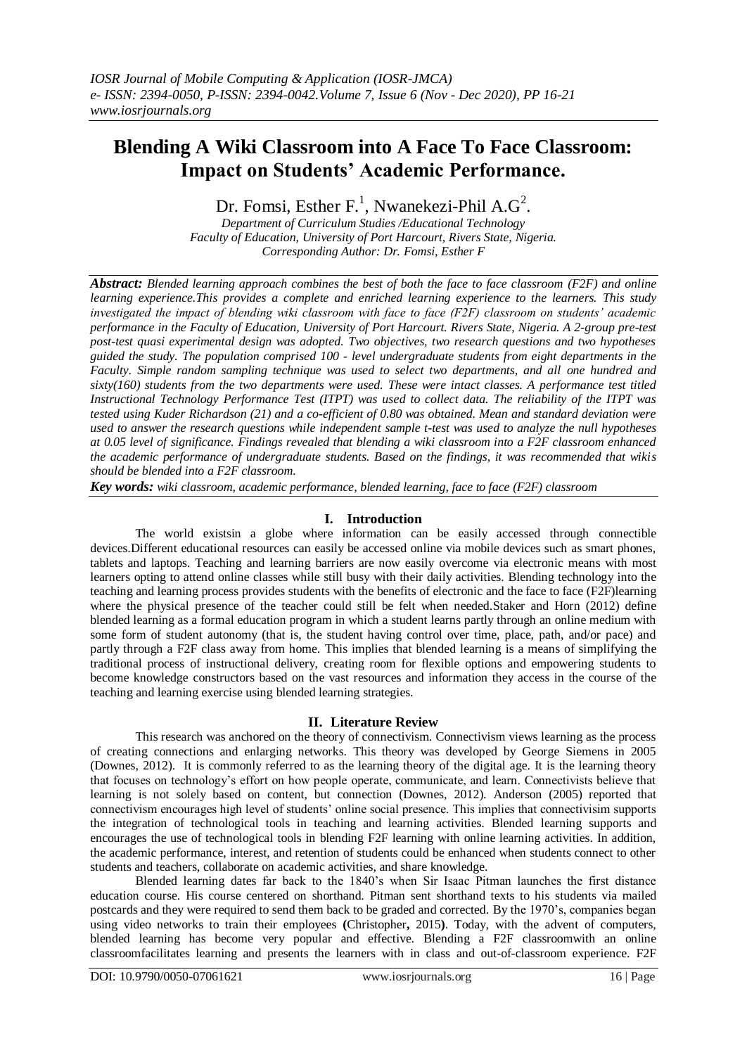# Blending A Wiki Classroom into A Face To Face Classroom: Impact on Students' Academic Performance.

Dr. Fomsi, Esther F.[1], Nwanekezi-Phil A.G[2].

*Department of Curriculum Studies /Educational Technology*
*Faculty of Education, University of Port Harcourt, Rivers State, Nigeria.*
*Corresponding Author: Dr. Fomsi, Esther F*

***Abstract:*** *Blended learning approach combines the best of both the face to face classroom (F2F) and online learning experience.This provides a complete and enriched learning experience to the learners. This study investigated the impact of blending wiki classroom with face to face (F2F) classroom on students' academic performance in the Faculty of Education, University of Port Harcourt. Rivers State, Nigeria. A 2-group pre-test post-test quasi experimental design was adopted. Two objectives, two research questions and two hypotheses guided the study. The population comprised 100 - level undergraduate students from eight departments in the Faculty. Simple random sampling technique was used to select two departments, and all one hundred and sixty(160) students from the two departments were used. These were intact classes. A performance test titled Instructional Technology Performance Test (ITPT) was used to collect data. The reliability of the ITPT was tested using Kuder Richardson (21) and a co-efficient of 0.80 was obtained. Mean and standard deviation were used to answer the research questions while independent sample t-test was used to analyze the null hypotheses at 0.05 level of significance. Findings revealed that blending a wiki classroom into a F2F classroom enhanced the academic performance of undergraduate students. Based on the findings, it was recommended that wikis should be blended into a F2F classroom.*

***Key words:*** *wiki classroom, academic performance, blended learning, face to face (F2F) classroom*

## I. Introduction

The world existsin a globe where information can be easily accessed through connectible devices.Different educational resources can easily be accessed online via mobile devices such as smart phones, tablets and laptops. Teaching and learning barriers are now easily overcome via electronic means with most learners opting to attend online classes while still busy with their daily activities. Blending technology into the teaching and learning process provides students with the benefits of electronic and the face to face (F2F)learning where the physical presence of the teacher could still be felt when needed.Staker and Horn (2012) define blended learning as a formal education program in which a student learns partly through an online medium with some form of student autonomy (that is, the student having control over time, place, path, and/or pace) and partly through a F2F class away from home. This implies that blended learning is a means of simplifying the traditional process of instructional delivery, creating room for flexible options and empowering students to become knowledge constructors based on the vast resources and information they access in the course of the teaching and learning exercise using blended learning strategies.

## II. Literature Review

This research was anchored on the theory of connectivism. Connectivism views learning as the process of creating connections and enlarging networks. This theory was developed by George Siemens in 2005 (Downes, 2012). It is commonly referred to as the learning theory of the digital age. It is the learning theory that focuses on technology's effort on how people operate, communicate, and learn. Connectivists believe that learning is not solely based on content, but connection (Downes, 2012). Anderson (2005) reported that connectivism encourages high level of students' online social presence. This implies that connectivisim supports the integration of technological tools in teaching and learning activities. Blended learning supports and encourages the use of technological tools in blending F2F learning with online learning activities. In addition, the academic performance, interest, and retention of students could be enhanced when students connect to other students and teachers, collaborate on academic activities, and share knowledge.

Blended learning dates far back to the 1840's when Sir Isaac Pitman launches the first distance education course. His course centered on shorthand. Pitman sent shorthand texts to his students via mailed postcards and they were required to send them back to be graded and corrected. By the 1970's, companies began using video networks to train their employees **(**Christopher**,** 2015**)**. Today, with the advent of computers, blended learning has become very popular and effective. Blending a F2F classroomwith an online classroomfacilitates learning and presents the learners with in class and out-of-classroom experience. F2F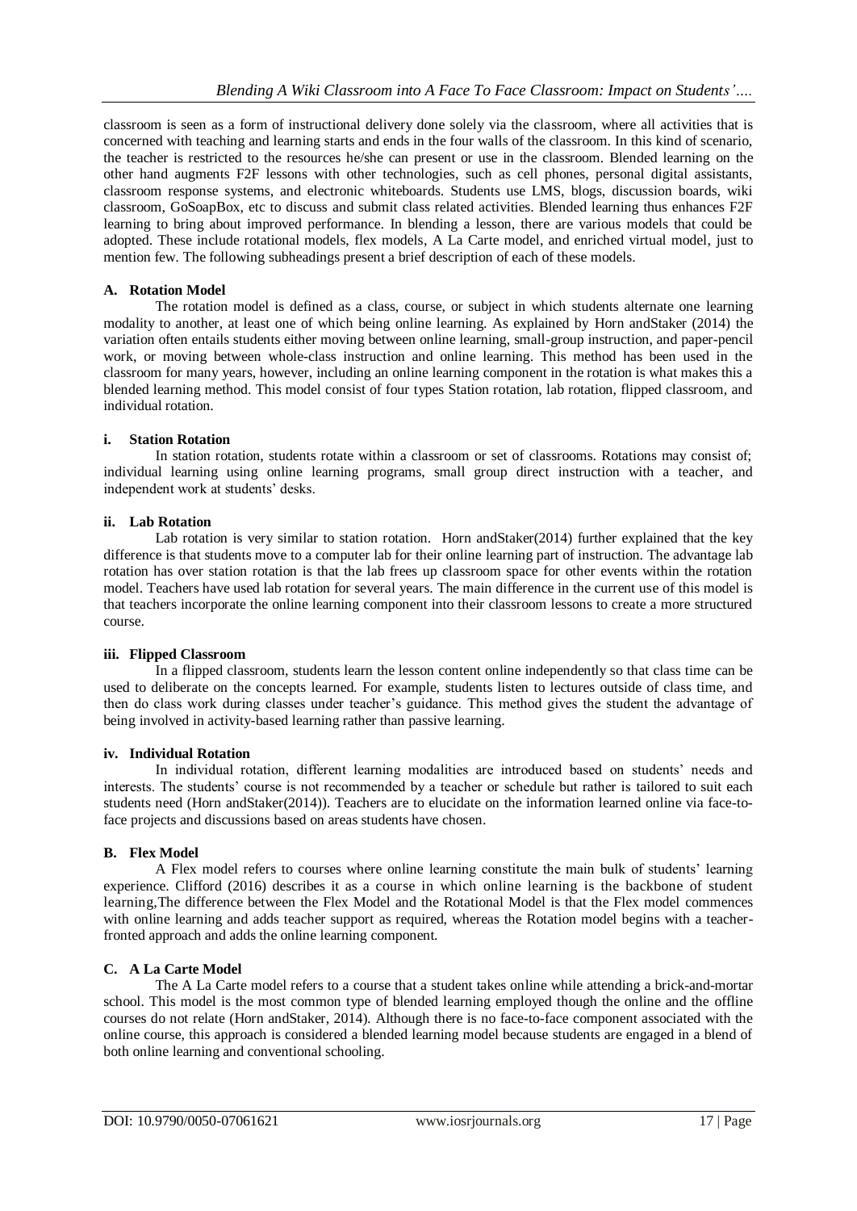classroom is seen as a form of instructional delivery done solely via the classroom, where all activities that is concerned with teaching and learning starts and ends in the four walls of the classroom. In this kind of scenario, the teacher is restricted to the resources he/she can present or use in the classroom. Blended learning on the other hand augments F2F lessons with other technologies, such as cell phones, personal digital assistants, classroom response systems, and electronic whiteboards. Students use LMS, blogs, discussion boards, wiki classroom, GoSoapBox, etc to discuss and submit class related activities. Blended learning thus enhances F2F learning to bring about improved performance. In blending a lesson, there are various models that could be adopted. These include rotational models, flex models, A La Carte model, and enriched virtual model, just to mention few. The following subheadings present a brief description of each of these models.

### A. Rotation Model

The rotation model is defined as a class, course, or subject in which students alternate one learning modality to another, at least one of which being online learning. As explained by Horn andStaker (2014) the variation often entails students either moving between online learning, small-group instruction, and paper-pencil work, or moving between whole-class instruction and online learning. This method has been used in the classroom for many years, however, including an online learning component in the rotation is what makes this a blended learning method. This model consist of four types Station rotation, lab rotation, flipped classroom, and individual rotation.

#### i. Station Rotation

In station rotation, students rotate within a classroom or set of classrooms. Rotations may consist of; individual learning using online learning programs, small group direct instruction with a teacher, and independent work at students' desks.

#### ii. Lab Rotation

Lab rotation is very similar to station rotation. Horn andStaker(2014) further explained that the key difference is that students move to a computer lab for their online learning part of instruction. The advantage lab rotation has over station rotation is that the lab frees up classroom space for other events within the rotation model. Teachers have used lab rotation for several years. The main difference in the current use of this model is that teachers incorporate the online learning component into their classroom lessons to create a more structured course.

#### iii. Flipped Classroom

In a flipped classroom, students learn the lesson content online independently so that class time can be used to deliberate on the concepts learned. For example, students listen to lectures outside of class time, and then do class work during classes under teacher's guidance. This method gives the student the advantage of being involved in activity-based learning rather than passive learning.

#### iv. Individual Rotation

In individual rotation, different learning modalities are introduced based on students' needs and interests. The students' course is not recommended by a teacher or schedule but rather is tailored to suit each students need (Horn andStaker(2014)). Teachers are to elucidate on the information learned online via face-to-face projects and discussions based on areas students have chosen.

### B. Flex Model

A Flex model refers to courses where online learning constitute the main bulk of students' learning experience. Clifford (2016) describes it as a course in which online learning is the backbone of student learning,The difference between the Flex Model and the Rotational Model is that the Flex model commences with online learning and adds teacher support as required, whereas the Rotation model begins with a teacher-fronted approach and adds the online learning component.

### C. A La Carte Model

The A La Carte model refers to a course that a student takes online while attending a brick-and-mortar school. This model is the most common type of blended learning employed though the online and the offline courses do not relate (Horn andStaker, 2014). Although there is no face-to-face component associated with the online course, this approach is considered a blended learning model because students are engaged in a blend of both online learning and conventional schooling.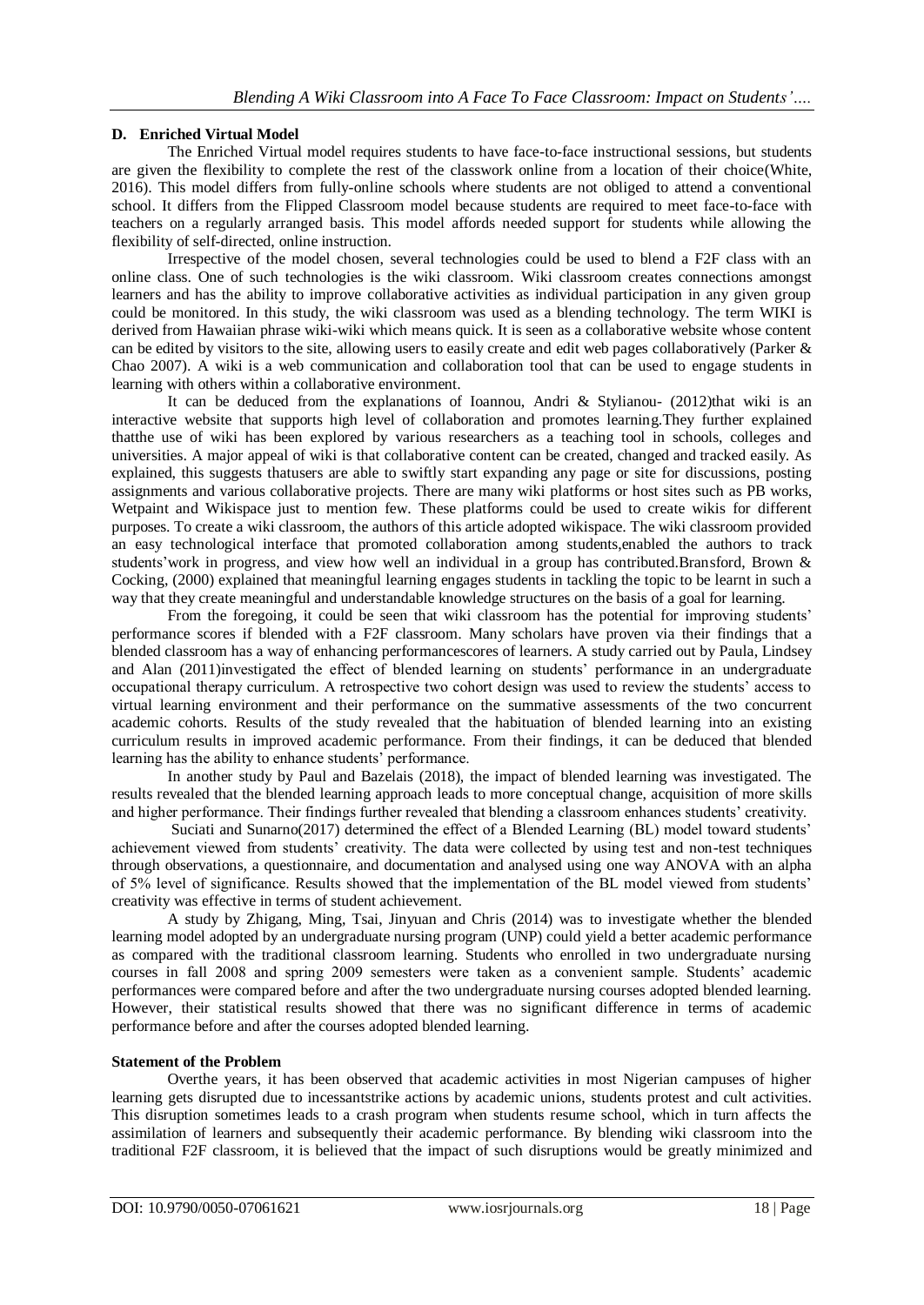### D. Enriched Virtual Model

The Enriched Virtual model requires students to have face-to-face instructional sessions, but students are given the flexibility to complete the rest of the classwork online from a location of their choice(White, 2016). This model differs from fully-online schools where students are not obliged to attend a conventional school. It differs from the Flipped Classroom model because students are required to meet face-to-face with teachers on a regularly arranged basis. This model affords needed support for students while allowing the flexibility of self-directed, online instruction.

Irrespective of the model chosen, several technologies could be used to blend a F2F class with an online class. One of such technologies is the wiki classroom. Wiki classroom creates connections amongst learners and has the ability to improve collaborative activities as individual participation in any given group could be monitored. In this study, the wiki classroom was used as a blending technology. The term WIKI is derived from Hawaiian phrase wiki-wiki which means quick. It is seen as a collaborative website whose content can be edited by visitors to the site, allowing users to easily create and edit web pages collaboratively (Parker & Chao 2007). A wiki is a web communication and collaboration tool that can be used to engage students in learning with others within a collaborative environment.

It can be deduced from the explanations of Ioannou, Andri & Stylianou- (2012)that wiki is an interactive website that supports high level of collaboration and promotes learning.They further explained thatthe use of wiki has been explored by various researchers as a teaching tool in schools, colleges and universities. A major appeal of wiki is that collaborative content can be created, changed and tracked easily. As explained, this suggests thatusers are able to swiftly start expanding any page or site for discussions, posting assignments and various collaborative projects. There are many wiki platforms or host sites such as PB works, Wetpaint and Wikispace just to mention few. These platforms could be used to create wikis for different purposes. To create a wiki classroom, the authors of this article adopted wikispace. The wiki classroom provided an easy technological interface that promoted collaboration among students,enabled the authors to track students'work in progress, and view how well an individual in a group has contributed.Bransford, Brown & Cocking, (2000) explained that meaningful learning engages students in tackling the topic to be learnt in such a way that they create meaningful and understandable knowledge structures on the basis of a goal for learning.

From the foregoing, it could be seen that wiki classroom has the potential for improving students' performance scores if blended with a F2F classroom. Many scholars have proven via their findings that a blended classroom has a way of enhancing performancescores of learners. A study carried out by Paula, Lindsey and Alan (2011)investigated the effect of blended learning on students' performance in an undergraduate occupational therapy curriculum. A retrospective two cohort design was used to review the students' access to virtual learning environment and their performance on the summative assessments of the two concurrent academic cohorts. Results of the study revealed that the habituation of blended learning into an existing curriculum results in improved academic performance. From their findings, it can be deduced that blended learning has the ability to enhance students' performance.

In another study by Paul and Bazelais (2018), the impact of blended learning was investigated. The results revealed that the blended learning approach leads to more conceptual change, acquisition of more skills and higher performance. Their findings further revealed that blending a classroom enhances students' creativity.

Suciati and Sunarno(2017) determined the effect of a Blended Learning (BL) model toward students' achievement viewed from students' creativity. The data were collected by using test and non-test techniques through observations, a questionnaire, and documentation and analysed using one way ANOVA with an alpha of 5% level of significance. Results showed that the implementation of the BL model viewed from students' creativity was effective in terms of student achievement.

A study by Zhigang, Ming, Tsai, Jinyuan and Chris (2014) was to investigate whether the blended learning model adopted by an undergraduate nursing program (UNP) could yield a better academic performance as compared with the traditional classroom learning. Students who enrolled in two undergraduate nursing courses in fall 2008 and spring 2009 semesters were taken as a convenient sample. Students' academic performances were compared before and after the two undergraduate nursing courses adopted blended learning. However, their statistical results showed that there was no significant difference in terms of academic performance before and after the courses adopted blended learning.

### Statement of the Problem

Overthe years, it has been observed that academic activities in most Nigerian campuses of higher learning gets disrupted due to incessantstrike actions by academic unions, students protest and cult activities. This disruption sometimes leads to a crash program when students resume school, which in turn affects the assimilation of learners and subsequently their academic performance. By blending wiki classroom into the traditional F2F classroom, it is believed that the impact of such disruptions would be greatly minimized and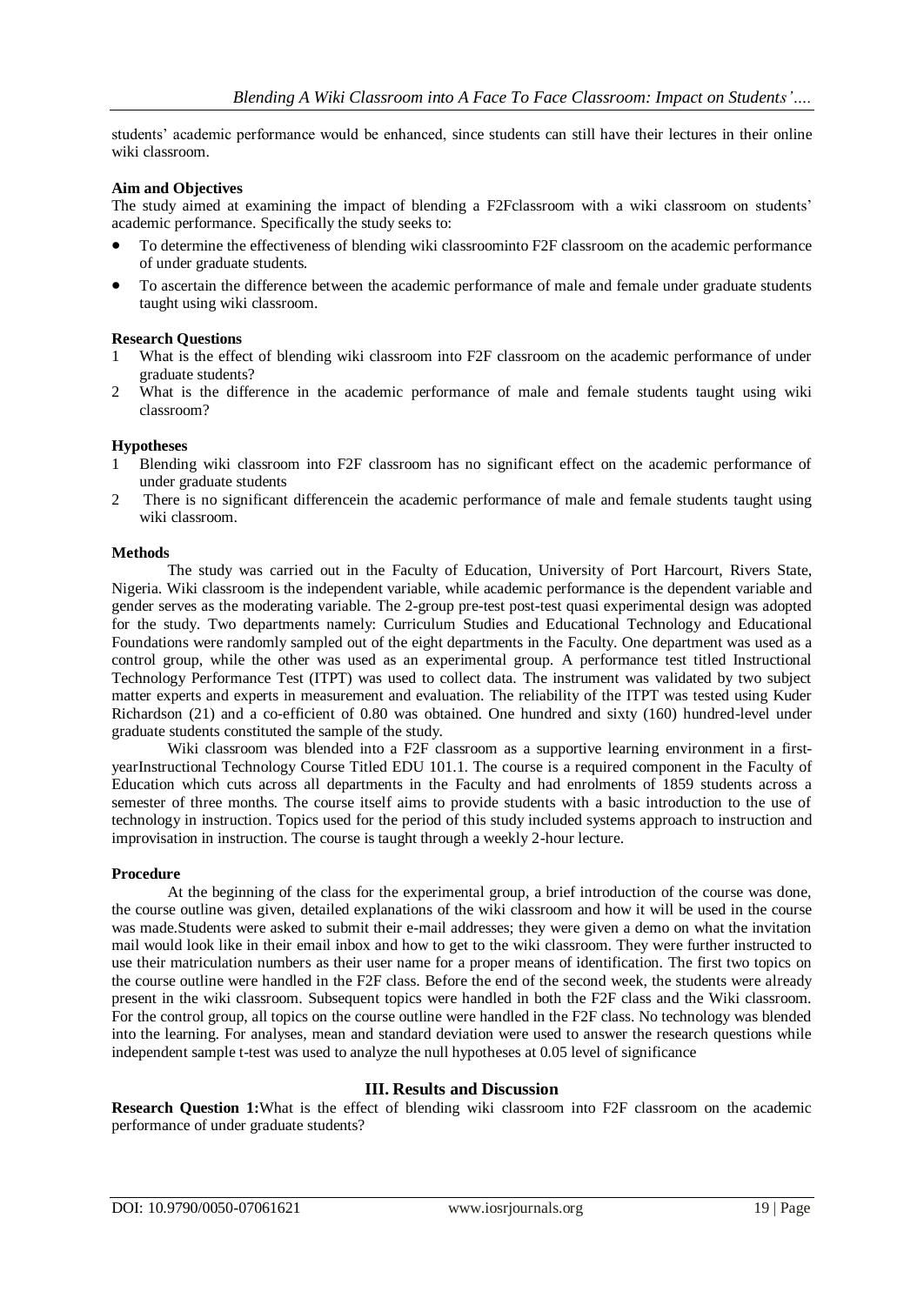students' academic performance would be enhanced, since students can still have their lectures in their online wiki classroom.

**Aim and Objectives**

The study aimed at examining the impact of blending a F2Fclassroom with a wiki classroom on students' academic performance. Specifically the study seeks to:

- To determine the effectiveness of blending wiki classroominto F2F classroom on the academic performance of under graduate students.
- To ascertain the difference between the academic performance of male and female under graduate students taught using wiki classroom.

**Research Questions**

1. What is the effect of blending wiki classroom into F2F classroom on the academic performance of under graduate students?
2. What is the difference in the academic performance of male and female students taught using wiki classroom?

**Hypotheses**

1. Blending wiki classroom into F2F classroom has no significant effect on the academic performance of under graduate students
2. There is no significant differencein the academic performance of male and female students taught using wiki classroom.

**Methods**

The study was carried out in the Faculty of Education, University of Port Harcourt, Rivers State, Nigeria. Wiki classroom is the independent variable, while academic performance is the dependent variable and gender serves as the moderating variable. The 2-group pre-test post-test quasi experimental design was adopted for the study. Two departments namely: Curriculum Studies and Educational Technology and Educational Foundations were randomly sampled out of the eight departments in the Faculty. One department was used as a control group, while the other was used as an experimental group. A performance test titled Instructional Technology Performance Test (ITPT) was used to collect data. The instrument was validated by two subject matter experts and experts in measurement and evaluation. The reliability of the ITPT was tested using Kuder Richardson (21) and a co-efficient of 0.80 was obtained. One hundred and sixty (160) hundred-level under graduate students constituted the sample of the study.

Wiki classroom was blended into a F2F classroom as a supportive learning environment in a first-yearInstructional Technology Course Titled EDU 101.1. The course is a required component in the Faculty of Education which cuts across all departments in the Faculty and had enrolments of 1859 students across a semester of three months. The course itself aims to provide students with a basic introduction to the use of technology in instruction. Topics used for the period of this study included systems approach to instruction and improvisation in instruction. The course is taught through a weekly 2-hour lecture.

**Procedure**

At the beginning of the class for the experimental group, a brief introduction of the course was done, the course outline was given, detailed explanations of the wiki classroom and how it will be used in the course was made.Students were asked to submit their e-mail addresses; they were given a demo on what the invitation mail would look like in their email inbox and how to get to the wiki classroom. They were further instructed to use their matriculation numbers as their user name for a proper means of identification. The first two topics on the course outline were handled in the F2F class. Before the end of the second week, the students were already present in the wiki classroom. Subsequent topics were handled in both the F2F class and the Wiki classroom. For the control group, all topics on the course outline were handled in the F2F class. No technology was blended into the learning. For analyses, mean and standard deviation were used to answer the research questions while independent sample t-test was used to analyze the null hypotheses at 0.05 level of significance

## III. Results and Discussion

**Research Question 1:**What is the effect of blending wiki classroom into F2F classroom on the academic performance of under graduate students?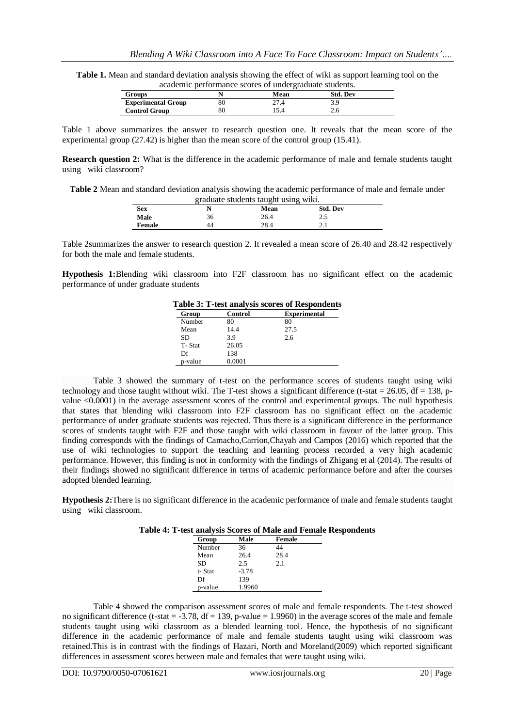**Table 1.** Mean and standard deviation analysis showing the effect of wiki as support learning tool on the academic performance scores of undergraduate students.

| Groups | N | Mean | Std. Dev |
|---|---|---|---|
| **Experimental Group** | 80 | 27.4 | 3.9 |
| **Control Group** | 80 | 15.4 | 2.6 |

Table 1 above summarizes the answer to research question one. It reveals that the mean score of the experimental group (27.42) is higher than the mean score of the control group (15.41).

**Research question 2:** What is the difference in the academic performance of male and female students taught using wiki classroom?

**Table 2** Mean and standard deviation analysis showing the academic performance of male and female under graduate students taught using wiki.

| Sex | N | Mean | Std. Dev |
|---|---|---|---|
| **Male** | 36 | 26.4 | 2.5 |
| **Female** | 44 | 28.4 | 2.1 |

Table 2summarizes the answer to research question 2. It revealed a mean score of 26.40 and 28.42 respectively for both the male and female students.

**Hypothesis 1:**Blending wiki classroom into F2F classroom has no significant effect on the academic performance of under graduate students

**Table 3: T-test analysis scores of Respondents**

| Group | Control | Experimental |
|---|---|---|
| Number | 80 | 80 |
| Mean | 14.4 | 27.5 |
| SD | 3.9 | 2.6 |
| T- Stat | 26.05 | |
| Df | 138 | |
| p-value | 0.0001 | |

Table 3 showed the summary of t-test on the performance scores of students taught using wiki technology and those taught without wiki. The T-test shows a significant difference (t-stat = 26.05, df = 138, p-value <0.0001) in the average assessment scores of the control and experimental groups. The null hypothesis that states that blending wiki classroom into F2F classroom has no significant effect on the academic performance of under graduate students was rejected. Thus there is a significant difference in the performance scores of students taught with F2F and those taught with wiki classroom in favour of the latter group. This finding corresponds with the findings of Camacho,Carrion,Chayah and Campos (2016) which reported that the use of wiki technologies to support the teaching and learning process recorded a very high academic performance. However, this finding is not in conformity with the findings of Zhigang et al (2014). The results of their findings showed no significant difference in terms of academic performance before and after the courses adopted blended learning.

**Hypothesis 2:**There is no significant difference in the academic performance of male and female students taught using wiki classroom.

**Table 4: T-test analysis Scores of Male and Female Respondents**

| Group | Male | Female |
|---|---|---|
| Number | 36 | 44 |
| Mean | 26.4 | 28.4 |
| SD | 2.5 | 2.1 |
| t- Stat | -3.78 | |
| Df | 139 | |
| p-value | 1.9960 | |

Table 4 showed the comparison assessment scores of male and female respondents. The t-test showed no significant difference (t-stat = -3.78, df = 139, p-value = 1.9960) in the average scores of the male and female students taught using wiki classroom as a blended learning tool. Hence, the hypothesis of no significant difference in the academic performance of male and female students taught using wiki classroom was retained.This is in contrast with the findings of Hazari, North and Moreland(2009) which reported significant differences in assessment scores between male and females that were taught using wiki.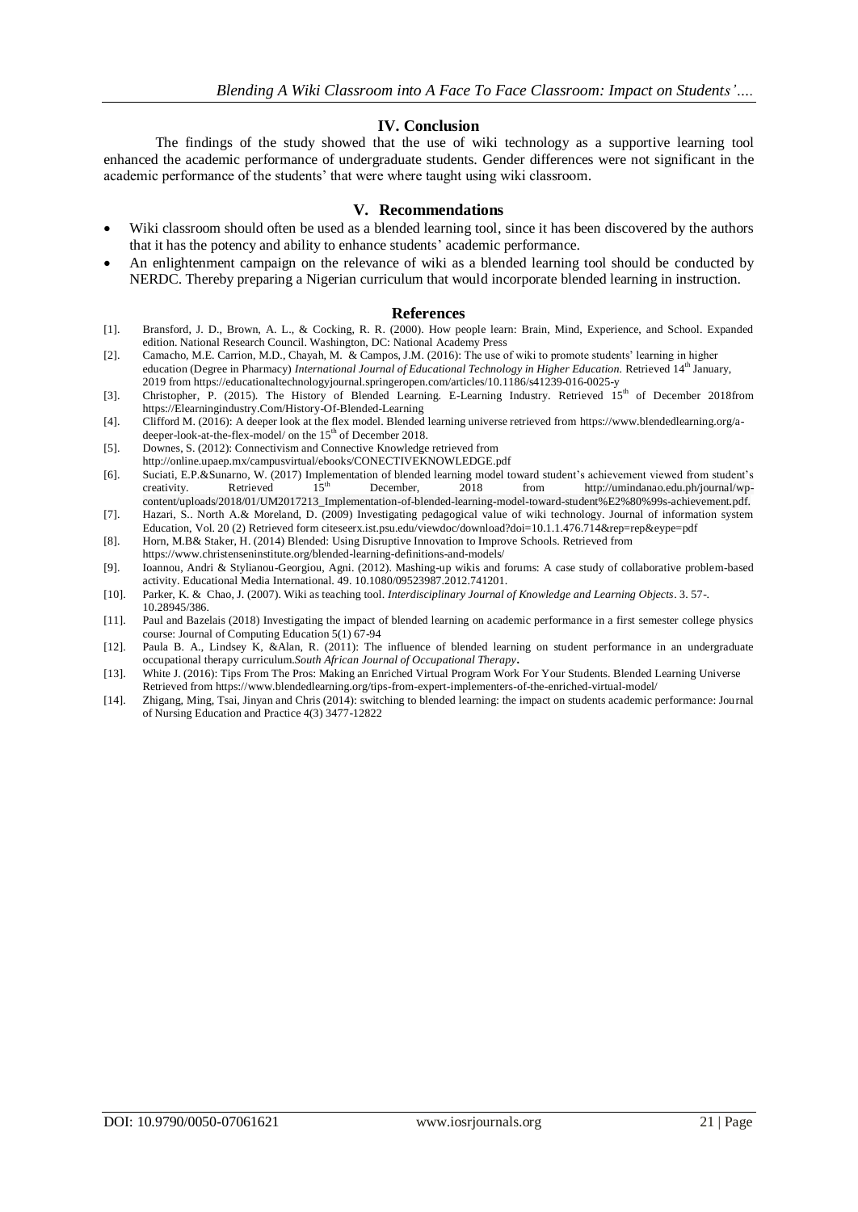## IV. Conclusion

The findings of the study showed that the use of wiki technology as a supportive learning tool enhanced the academic performance of undergraduate students. Gender differences were not significant in the academic performance of the students' that were where taught using wiki classroom.

## V. Recommendations

- Wiki classroom should often be used as a blended learning tool, since it has been discovered by the authors that it has the potency and ability to enhance students' academic performance.
- An enlightenment campaign on the relevance of wiki as a blended learning tool should be conducted by NERDC. Thereby preparing a Nigerian curriculum that would incorporate blended learning in instruction.

## References

[1]. Bransford, J. D., Brown, A. L., & Cocking, R. R. (2000). How people learn: Brain, Mind, Experience, and School. Expanded edition. National Research Council. Washington, DC: National Academy Press

[2]. Camacho, M.E. Carrion, M.D., Chayah, M. & Campos, J.M. (2016): The use of wiki to promote students' learning in higher education (Degree in Pharmacy) *International Journal of Educational Technology in Higher Education.* Retrieved 14th January, 2019 from https://educationaltechnologyjournal.springeropen.com/articles/10.1186/s41239-016-0025-y

[3]. Christopher, P. (2015). The History of Blended Learning. E-Learning Industry. Retrieved 15th of December 2018from https://Elearningindustry.Com/History-Of-Blended-Learning

[4]. Clifford M. (2016): A deeper look at the flex model. Blended learning universe retrieved from https://www.blendedlearning.org/a-deeper-look-at-the-flex-model/ on the 15th of December 2018.

[5]. Downes, S. (2012): Connectivism and Connective Knowledge retrieved from http://online.upaep.mx/campusvirtual/ebooks/CONECTIVEKNOWLEDGE.pdf

[6]. Suciati, E.P.&Sunarno, W. (2017) Implementation of blended learning model toward student's achievement viewed from student's creativity. Retrieved 15th December, 2018 from http://umindanao.edu.ph/journal/wp-content/uploads/2018/01/UM2017213_Implementation-of-blended-learning-model-toward-student%E2%80%99s-achievement.pdf.

[7]. Hazari, S.. North A.& Moreland, D. (2009) Investigating pedagogical value of wiki technology. Journal of information system Education, Vol. 20 (2) Retrieved form citeseerx.ist.psu.edu/viewdoc/download?doi=10.1.1.476.714&rep=rep&eype=pdf

[8]. Horn, M.B& Staker, H. (2014) Blended: Using Disruptive Innovation to Improve Schools. Retrieved from https://www.christenseninstitute.org/blended-learning-definitions-and-models/

[9]. Ioannou, Andri & Stylianou-Georgiou, Agni. (2012). Mashing-up wikis and forums: A case study of collaborative problem-based activity. Educational Media International. 49. 10.1080/09523987.2012.741201.

[10]. Parker, K. & Chao, J. (2007). Wiki as teaching tool. *Interdisciplinary Journal of Knowledge and Learning Objects*. 3. 57-. 10.28945/386.

[11]. Paul and Bazelais (2018) Investigating the impact of blended learning on academic performance in a first semester college physics course: Journal of Computing Education 5(1) 67-94

[12]. Paula B. A., Lindsey K, &Alan, R. (2011): The influence of blended learning on student performance in an undergraduate occupational therapy curriculum.*South African Journal of Occupational Therapy*.

[13]. White J. (2016): Tips From The Pros: Making an Enriched Virtual Program Work For Your Students. Blended Learning Universe Retrieved from https://www.blendedlearning.org/tips-from-expert-implementers-of-the-enriched-virtual-model/

[14]. Zhigang, Ming, Tsai, Jinyan and Chris (2014): switching to blended learning: the impact on students academic performance: Journal of Nursing Education and Practice 4(3) 3477-12822